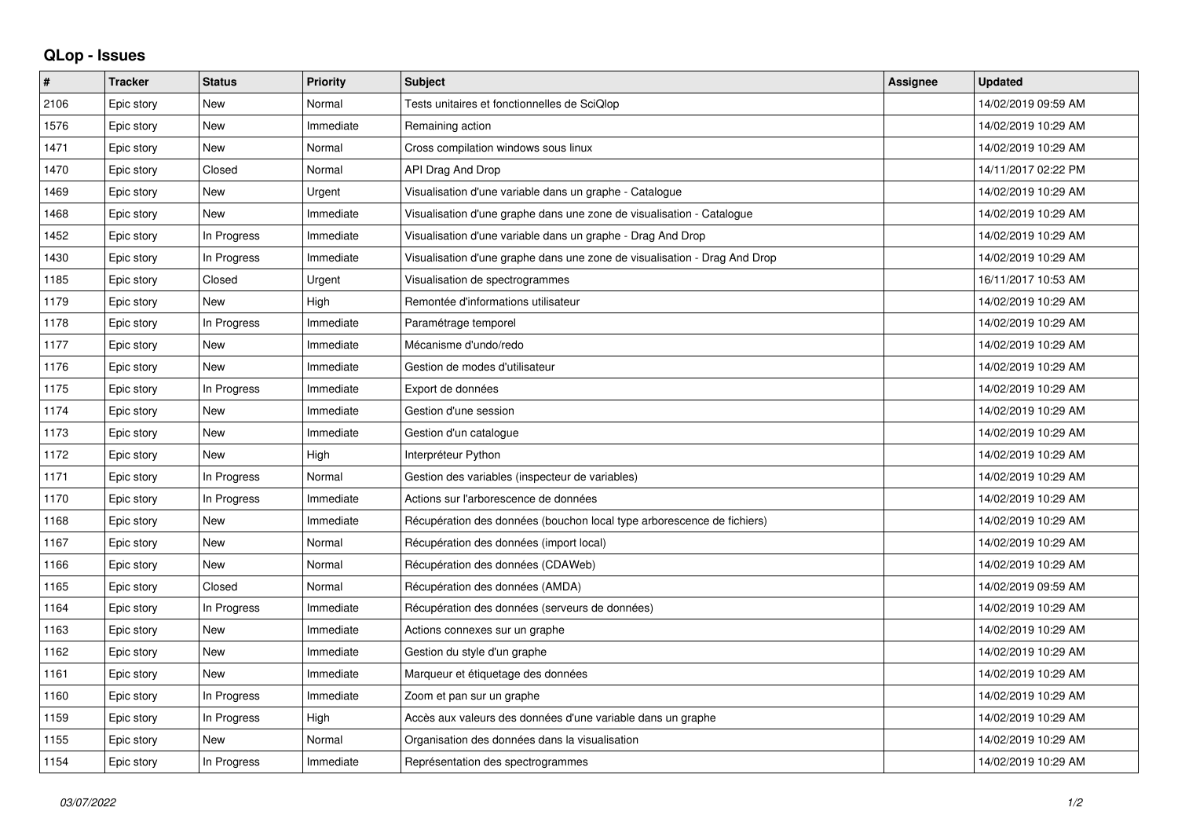# QLop - Issues

| # | Tracker | Status | Priority | Subject | Assignee | Updated |
|---|---|---|---|---|---|---|
| 2106 | Epic story | New | Normal | Tests unitaires et fonctionnelles de SciQlop | | 14/02/2019 09:59 AM |
| 1576 | Epic story | New | Immediate | Remaining action | | 14/02/2019 10:29 AM |
| 1471 | Epic story | New | Normal | Cross compilation windows sous linux | | 14/02/2019 10:29 AM |
| 1470 | Epic story | Closed | Normal | API Drag And Drop | | 14/11/2017 02:22 PM |
| 1469 | Epic story | New | Urgent | Visualisation d'une variable dans un graphe - Catalogue | | 14/02/2019 10:29 AM |
| 1468 | Epic story | New | Immediate | Visualisation d'une graphe dans une zone de visualisation - Catalogue | | 14/02/2019 10:29 AM |
| 1452 | Epic story | In Progress | Immediate | Visualisation d'une variable dans un graphe - Drag And Drop | | 14/02/2019 10:29 AM |
| 1430 | Epic story | In Progress | Immediate | Visualisation d'une graphe dans une zone de visualisation - Drag And Drop | | 14/02/2019 10:29 AM |
| 1185 | Epic story | Closed | Urgent | Visualisation de spectrogrammes | | 16/11/2017 10:53 AM |
| 1179 | Epic story | New | High | Remontée d'informations utilisateur | | 14/02/2019 10:29 AM |
| 1178 | Epic story | In Progress | Immediate | Paramétrage temporel | | 14/02/2019 10:29 AM |
| 1177 | Epic story | New | Immediate | Mécanisme d'undo/redo | | 14/02/2019 10:29 AM |
| 1176 | Epic story | New | Immediate | Gestion de modes d'utilisateur | | 14/02/2019 10:29 AM |
| 1175 | Epic story | In Progress | Immediate | Export de données | | 14/02/2019 10:29 AM |
| 1174 | Epic story | New | Immediate | Gestion d'une session | | 14/02/2019 10:29 AM |
| 1173 | Epic story | New | Immediate | Gestion d'un catalogue | | 14/02/2019 10:29 AM |
| 1172 | Epic story | New | High | Interpréteur Python | | 14/02/2019 10:29 AM |
| 1171 | Epic story | In Progress | Normal | Gestion des variables (inspecteur de variables) | | 14/02/2019 10:29 AM |
| 1170 | Epic story | In Progress | Immediate | Actions sur l'arborescence de données | | 14/02/2019 10:29 AM |
| 1168 | Epic story | New | Immediate | Récupération des données (bouchon local type arborescence de fichiers) | | 14/02/2019 10:29 AM |
| 1167 | Epic story | New | Normal | Récupération des données (import local) | | 14/02/2019 10:29 AM |
| 1166 | Epic story | New | Normal | Récupération des données (CDAWeb) | | 14/02/2019 10:29 AM |
| 1165 | Epic story | Closed | Normal | Récupération des données (AMDA) | | 14/02/2019 09:59 AM |
| 1164 | Epic story | In Progress | Immediate | Récupération des données (serveurs de données) | | 14/02/2019 10:29 AM |
| 1163 | Epic story | New | Immediate | Actions connexes sur un graphe | | 14/02/2019 10:29 AM |
| 1162 | Epic story | New | Immediate | Gestion du style d'un graphe | | 14/02/2019 10:29 AM |
| 1161 | Epic story | New | Immediate | Marqueur et étiquetage des données | | 14/02/2019 10:29 AM |
| 1160 | Epic story | In Progress | Immediate | Zoom et pan sur un graphe | | 14/02/2019 10:29 AM |
| 1159 | Epic story | In Progress | High | Accès aux valeurs des données d'une variable dans un graphe | | 14/02/2019 10:29 AM |
| 1155 | Epic story | New | Normal | Organisation des données dans la visualisation | | 14/02/2019 10:29 AM |
| 1154 | Epic story | In Progress | Immediate | Représentation des spectrogrammes | | 14/02/2019 10:29 AM |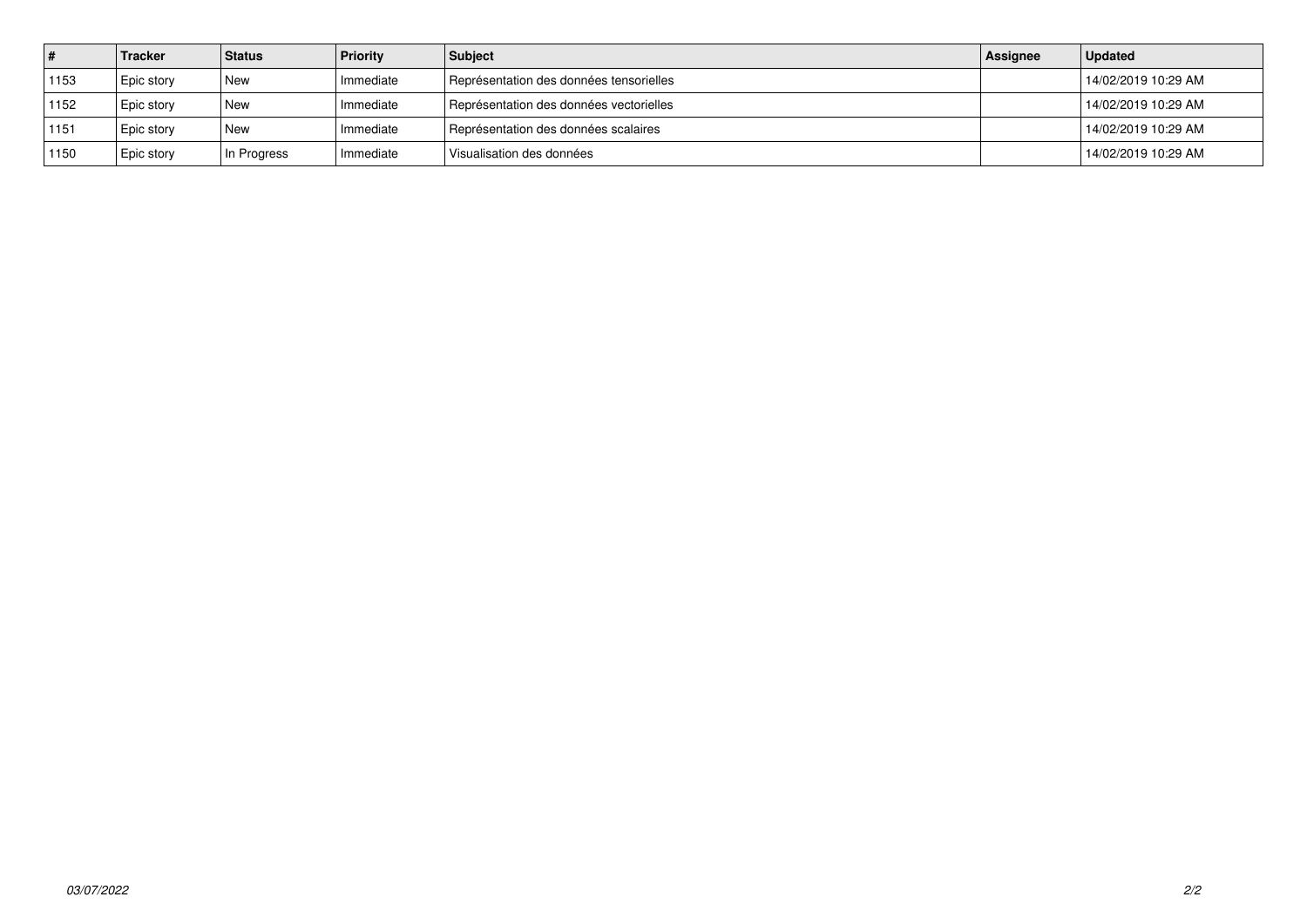| # | Tracker | Status | Priority | Subject | Assignee | Updated |
|---|---|---|---|---|---|---|
| 1153 | Epic story | New | Immediate | Représentation des données tensorielles | | 14/02/2019 10:29 AM |
| 1152 | Epic story | New | Immediate | Représentation des données vectorielles | | 14/02/2019 10:29 AM |
| 1151 | Epic story | New | Immediate | Représentation des données scalaires | | 14/02/2019 10:29 AM |
| 1150 | Epic story | In Progress | Immediate | Visualisation des données | | 14/02/2019 10:29 AM |